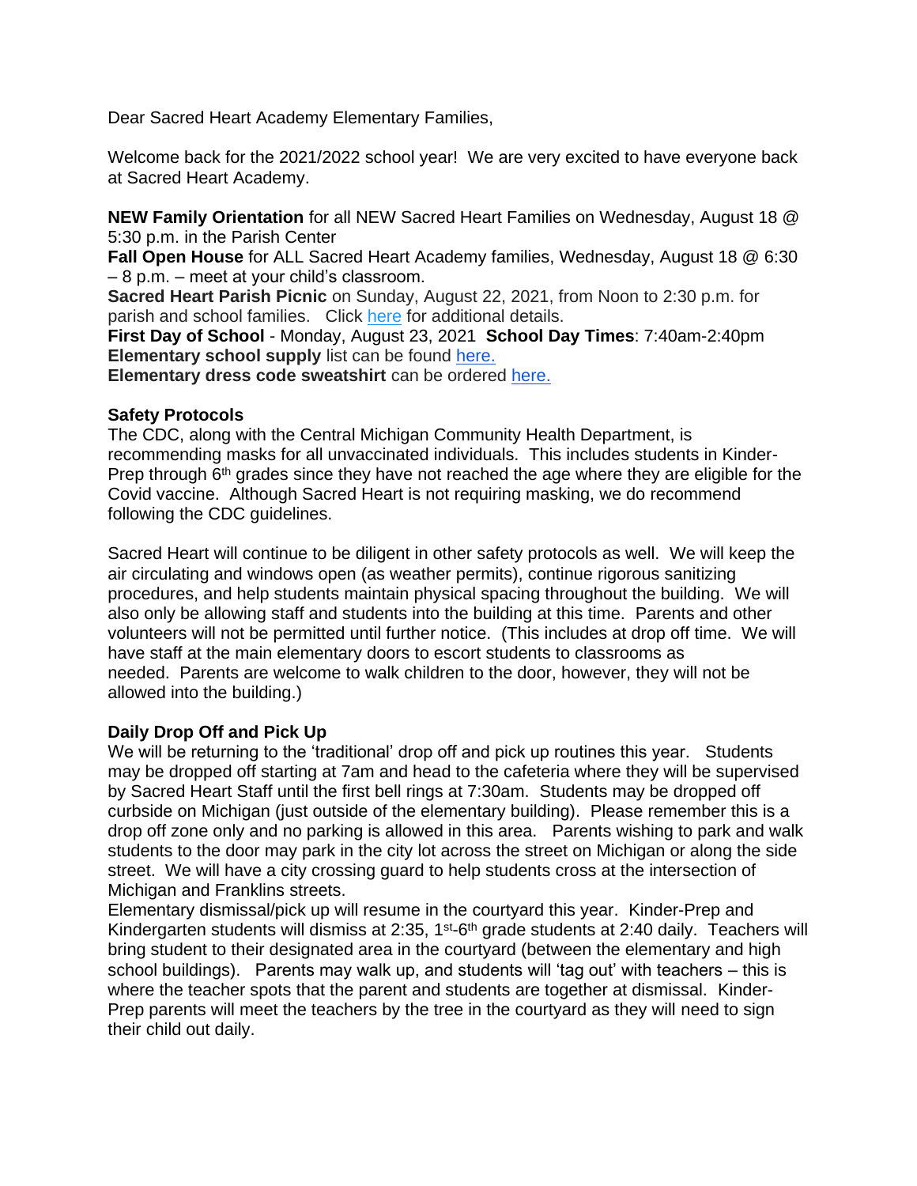Dear Sacred Heart Academy Elementary Families,

Welcome back for the 2021/2022 school year! We are very excited to have everyone back at Sacred Heart Academy.

**NEW Family Orientation** for all NEW Sacred Heart Families on Wednesday, August 18 @ 5:30 p.m. in the Parish Center
**Fall Open House** for ALL Sacred Heart Academy families, Wednesday, August 18 @ 6:30 – 8 p.m. – meet at your child's classroom.
**Sacred Heart Parish Picnic** on Sunday, August 22, 2021, from Noon to 2:30 p.m. for parish and school families. Click here for additional details.
**First Day of School** - Monday, August 23, 2021 **School Day Times**: 7:40am-2:40pm
**Elementary school supply** list can be found here.
**Elementary dress code sweatshirt** can be ordered here.

**Safety Protocols**
The CDC, along with the Central Michigan Community Health Department, is recommending masks for all unvaccinated individuals. This includes students in Kinder-Prep through 6th grades since they have not reached the age where they are eligible for the Covid vaccine. Although Sacred Heart is not requiring masking, we do recommend following the CDC guidelines.

Sacred Heart will continue to be diligent in other safety protocols as well. We will keep the air circulating and windows open (as weather permits), continue rigorous sanitizing procedures, and help students maintain physical spacing throughout the building. We will also only be allowing staff and students into the building at this time. Parents and other volunteers will not be permitted until further notice. (This includes at drop off time. We will have staff at the main elementary doors to escort students to classrooms as needed. Parents are welcome to walk children to the door, however, they will not be allowed into the building.)

**Daily Drop Off and Pick Up**
We will be returning to the 'traditional' drop off and pick up routines this year. Students may be dropped off starting at 7am and head to the cafeteria where they will be supervised by Sacred Heart Staff until the first bell rings at 7:30am. Students may be dropped off curbside on Michigan (just outside of the elementary building). Please remember this is a drop off zone only and no parking is allowed in this area. Parents wishing to park and walk students to the door may park in the city lot across the street on Michigan or along the side street. We will have a city crossing guard to help students cross at the intersection of Michigan and Franklins streets.
Elementary dismissal/pick up will resume in the courtyard this year. Kinder-Prep and Kindergarten students will dismiss at 2:35, 1st-6th grade students at 2:40 daily. Teachers will bring student to their designated area in the courtyard (between the elementary and high school buildings). Parents may walk up, and students will 'tag out' with teachers – this is where the teacher spots that the parent and students are together at dismissal. Kinder-Prep parents will meet the teachers by the tree in the courtyard as they will need to sign their child out daily.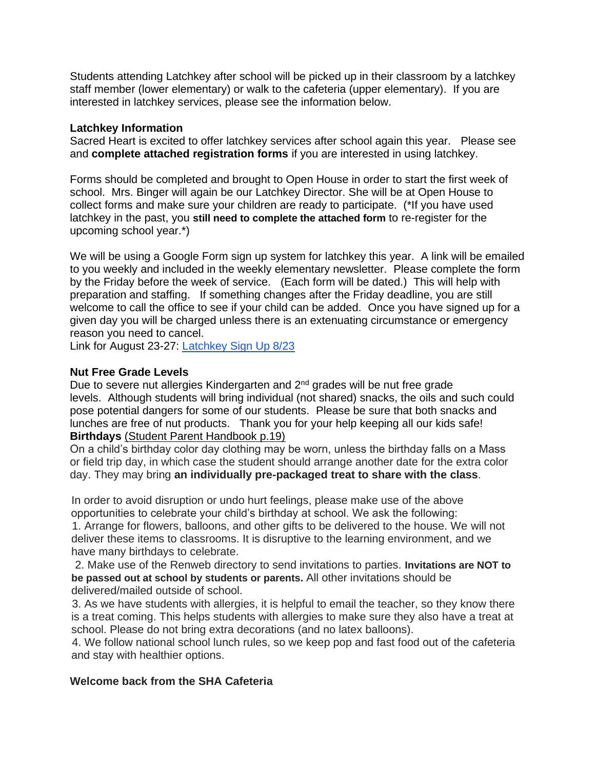Students attending Latchkey after school will be picked up in their classroom by a latchkey staff member (lower elementary) or walk to the cafeteria (upper elementary). If you are interested in latchkey services, please see the information below.

**Latchkey Information**
Sacred Heart is excited to offer latchkey services after school again this year. Please see and **complete attached registration forms** if you are interested in using latchkey.

Forms should be completed and brought to Open House in order to start the first week of school. Mrs. Binger will again be our Latchkey Director. She will be at Open House to collect forms and make sure your children are ready to participate. (*If you have used latchkey in the past, you **still need to complete the attached form** to re-register for the upcoming school year.*)

We will be using a Google Form sign up system for latchkey this year. A link will be emailed to you weekly and included in the weekly elementary newsletter. Please complete the form by the Friday before the week of service. (Each form will be dated.) This will help with preparation and staffing. If something changes after the Friday deadline, you are still welcome to call the office to see if your child can be added. Once you have signed up for a given day you will be charged unless there is an extenuating circumstance or emergency reason you need to cancel.
Link for August 23-27: Latchkey Sign Up 8/23

**Nut Free Grade Levels**
Due to severe nut allergies Kindergarten and 2nd grades will be nut free grade levels. Although students will bring individual (not shared) snacks, the oils and such could pose potential dangers for some of our students. Please be sure that both snacks and lunches are free of nut products. Thank you for your help keeping all our kids safe!

**Birthdays** (Student Parent Handbook p.19)
On a child's birthday color day clothing may be worn, unless the birthday falls on a Mass or field trip day, in which case the student should arrange another date for the extra color day. They may bring **an individually pre-packaged treat to share with the class**.

In order to avoid disruption or undo hurt feelings, please make use of the above opportunities to celebrate your child's birthday at school. We ask the following:

1. Arrange for flowers, balloons, and other gifts to be delivered to the house. We will not deliver these items to classrooms. It is disruptive to the learning environment, and we have many birthdays to celebrate.
2. Make use of the Renweb directory to send invitations to parties. **Invitations are NOT to be passed out at school by students or parents.** All other invitations should be delivered/mailed outside of school.
3. As we have students with allergies, it is helpful to email the teacher, so they know there is a treat coming. This helps students with allergies to make sure they also have a treat at school. Please do not bring extra decorations (and no latex balloons).
4. We follow national school lunch rules, so we keep pop and fast food out of the cafeteria and stay with healthier options.

**Welcome back from the SHA Cafeteria**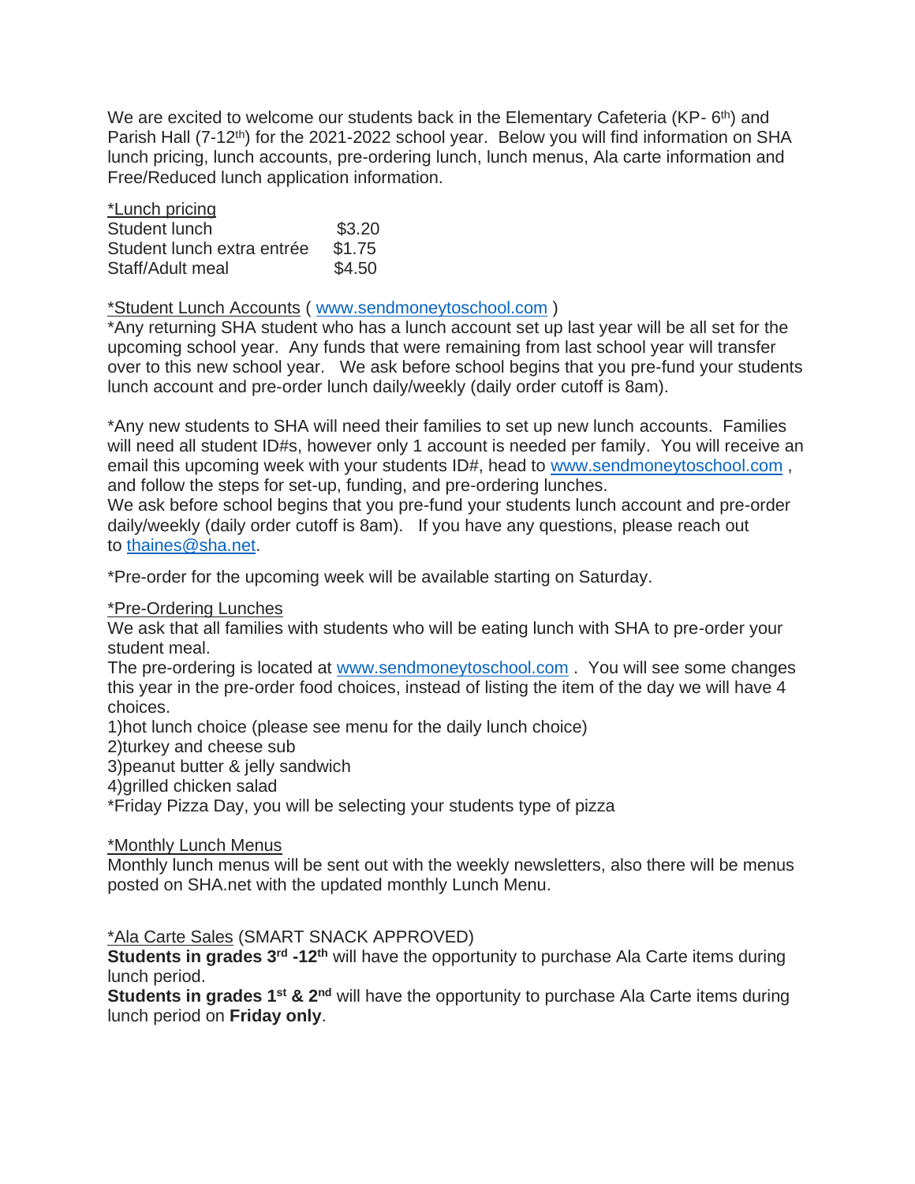We are excited to welcome our students back in the Elementary Cafeteria (KP- 6th) and Parish Hall (7-12th) for the 2021-2022 school year. Below you will find information on SHA lunch pricing, lunch accounts, pre-ordering lunch, lunch menus, Ala carte information and Free/Reduced lunch application information.

*Lunch pricing

| | |
|---|---|
| Student lunch | $3.20 |
| Student lunch extra entrée | $1.75 |
| Staff/Adult meal | $4.50 |

*Student Lunch Accounts ( www.sendmoneytoschool.com )

*Any returning SHA student who has a lunch account set up last year will be all set for the upcoming school year. Any funds that were remaining from last school year will transfer over to this new school year. We ask before school begins that you pre-fund your students lunch account and pre-order lunch daily/weekly (daily order cutoff is 8am).

*Any new students to SHA will need their families to set up new lunch accounts. Families will need all student ID#s, however only 1 account is needed per family. You will receive an email this upcoming week with your students ID#, head to www.sendmoneytoschool.com , and follow the steps for set-up, funding, and pre-ordering lunches.
We ask before school begins that you pre-fund your students lunch account and pre-order daily/weekly (daily order cutoff is 8am). If you have any questions, please reach out to thaines@sha.net.

*Pre-order for the upcoming week will be available starting on Saturday.

*Pre-Ordering Lunches

We ask that all families with students who will be eating lunch with SHA to pre-order your student meal.
The pre-ordering is located at www.sendmoneytoschool.com . You will see some changes this year in the pre-order food choices, instead of listing the item of the day we will have 4 choices.

1)hot lunch choice (please see menu for the daily lunch choice)
2)turkey and cheese sub
3)peanut butter & jelly sandwich
4)grilled chicken salad
*Friday Pizza Day, you will be selecting your students type of pizza

*Monthly Lunch Menus

Monthly lunch menus will be sent out with the weekly newsletters, also there will be menus posted on SHA.net with the updated monthly Lunch Menu.

*Ala Carte Sales (SMART SNACK APPROVED)

**Students in grades 3rd -12th** will have the opportunity to purchase Ala Carte items during lunch period.
**Students in grades 1st & 2nd** will have the opportunity to purchase Ala Carte items during lunch period on **Friday only**.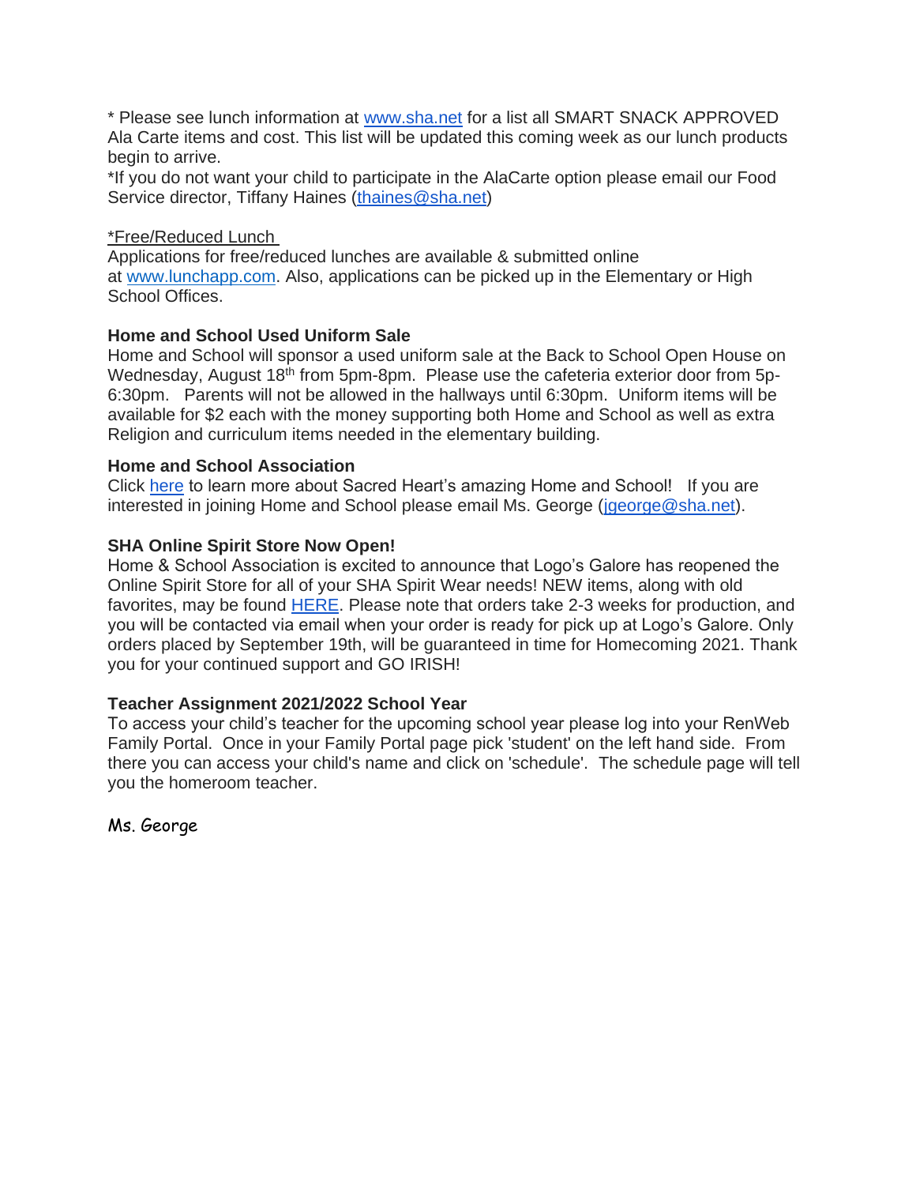* Please see lunch information at www.sha.net for a list all SMART SNACK APPROVED Ala Carte items and cost. This list will be updated this coming week as our lunch products begin to arrive.
*If you do not want your child to participate in the AlaCarte option please email our Food Service director, Tiffany Haines (thaines@sha.net)

*Free/Reduced Lunch
Applications for free/reduced lunches are available & submitted online at www.lunchapp.com. Also, applications can be picked up in the Elementary or High School Offices.

**Home and School Used Uniform Sale**
Home and School will sponsor a used uniform sale at the Back to School Open House on Wednesday, August 18th from 5pm-8pm. Please use the cafeteria exterior door from 5p-6:30pm. Parents will not be allowed in the hallways until 6:30pm. Uniform items will be available for $2 each with the money supporting both Home and School as well as extra Religion and curriculum items needed in the elementary building.

**Home and School Association**
Click here to learn more about Sacred Heart's amazing Home and School! If you are interested in joining Home and School please email Ms. George (jgeorge@sha.net).

**SHA Online Spirit Store Now Open!**
Home & School Association is excited to announce that Logo's Galore has reopened the Online Spirit Store for all of your SHA Spirit Wear needs! NEW items, along with old favorites, may be found HERE. Please note that orders take 2-3 weeks for production, and you will be contacted via email when your order is ready for pick up at Logo's Galore. Only orders placed by September 19th, will be guaranteed in time for Homecoming 2021. Thank you for your continued support and GO IRISH!

**Teacher Assignment 2021/2022 School Year**
To access your child's teacher for the upcoming school year please log into your RenWeb Family Portal. Once in your Family Portal page pick 'student' on the left hand side. From there you can access your child's name and click on 'schedule'. The schedule page will tell you the homeroom teacher.

Ms. George